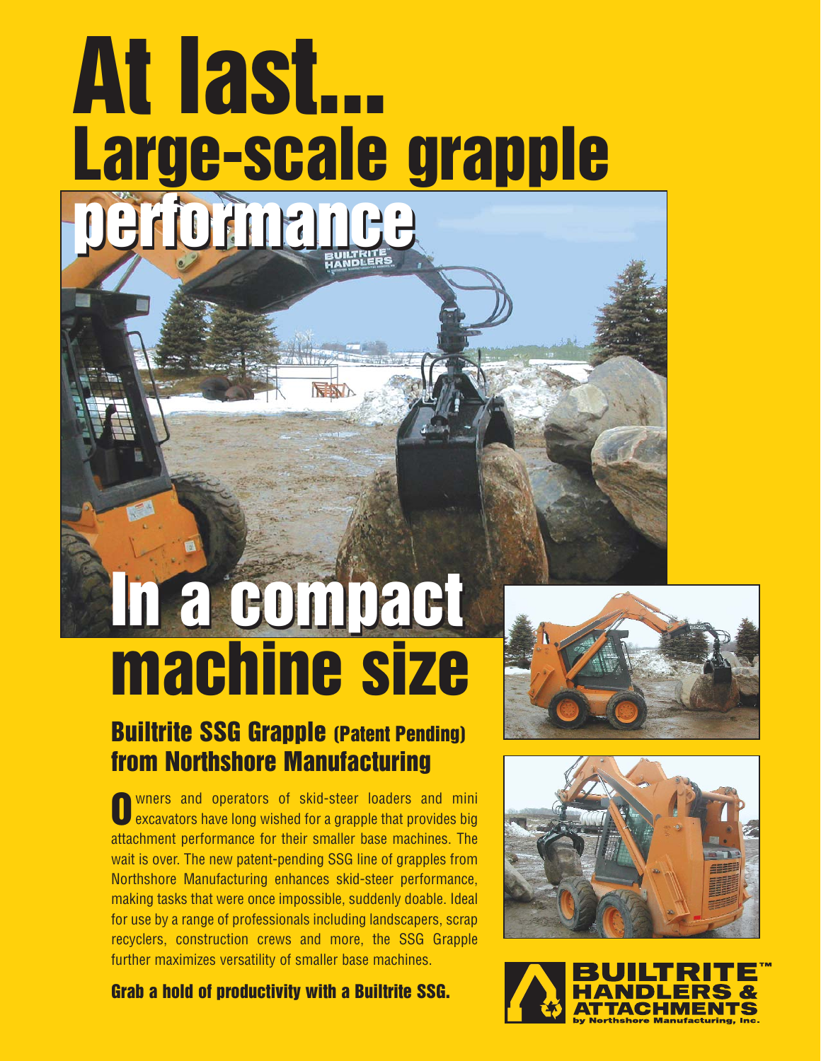# At last...

# Large-scale grapple performance

# In a compact machine size

## Builtrite SSG Grapple (Patent Pending) from Northshore Manufacturing

Owners and operators of skid-steer loaders and mini excavators have long wished for a grapple that provides big attachment performance for their smaller base machines. The wait is over. The new patent-pending SSG line of grapples from Northshore Manufacturing enhances skid-steer performance, making tasks that were once impossible, suddenly doable. Ideal for use by a range of professionals including landscapers, scrap recyclers, construction crews and more, the SSG Grapple further maximizes versatility of smaller base machines.

**Grab a hold of productivity with a Builtrite SSG.**

BUILTRITE™ HANDLERS & ATTACHMENTS by Northshore Manufacturing, Inc.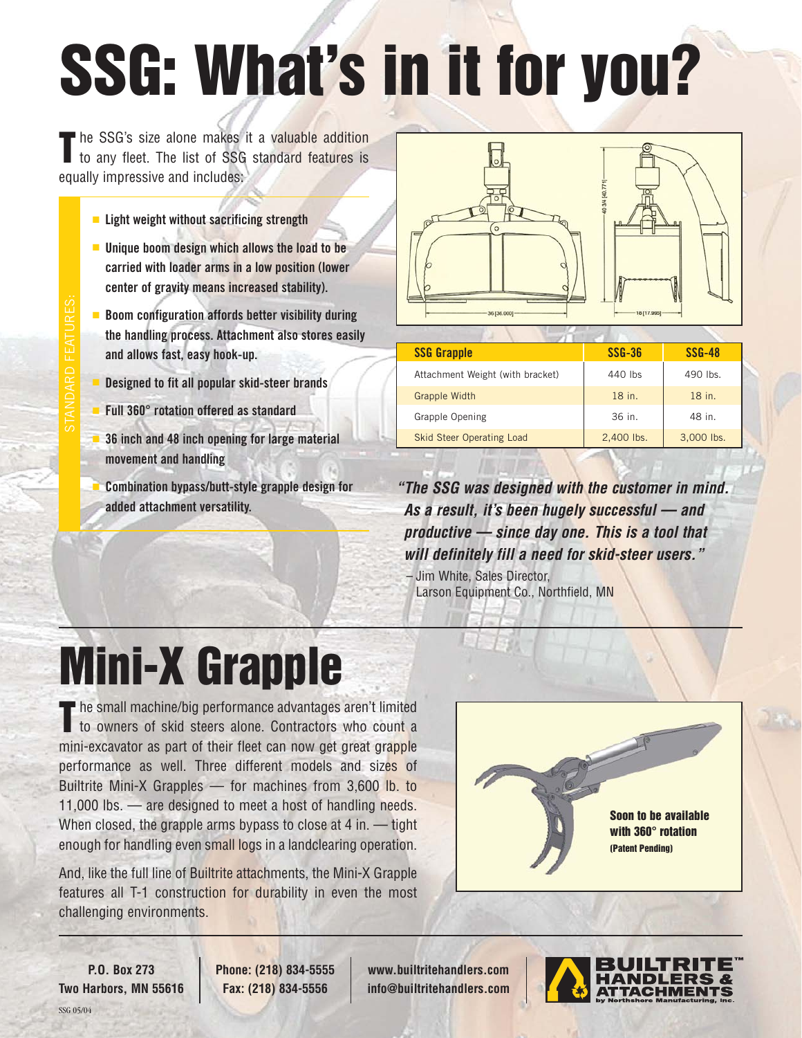# SSG: What's in it for you?

The SSG's size alone makes it a valuable addition to any fleet. The list of SSG standard features is equally impressive and includes:

STANDARD FEATURES:

- **Light weight without sacrificing strength**
- **Unique boom design which allows the load to be carried with loader arms in a low position (lower center of gravity means increased stability).**
- **Boom configuration affords better visibility during the handling process. Attachment also stores easily and allows fast, easy hook-up.**
- **Designed to fit all popular skid-steer brands**
- **Full 360° rotation offered as standard**
- **36 inch and 48 inch opening for large material movement and handling**
- **Combination bypass/butt-style grapple design for added attachment versatility.**

36 [36.000]

40 3/4 [40.771]

18 [17.995]

| SSG Grapple | SSG-36 | SSG-48 |
|---|---|---|
| Attachment Weight (with bracket) | 440 lbs | 490 lbs. |
| Grapple Width | 18 in. | 18 in. |
| Grapple Opening | 36 in. | 48 in. |
| Skid Steer Operating Load | 2,400 lbs. | 3,000 lbs. |

***"The SSG was designed with the customer in mind. As a result, it's been hugely successful — and productive — since day one. This is a tool that will definitely fill a need for skid-steer users."***

– Jim White, Sales Director,
Larson Equipment Co., Northfield, MN

# Mini-X Grapple

The small machine/big performance advantages aren't limited to owners of skid steers alone. Contractors who count a mini-excavator as part of their fleet can now get great grapple performance as well. Three different models and sizes of Builtrite Mini-X Grapples — for machines from 3,600 lb. to 11,000 lbs. — are designed to meet a host of handling needs. When closed, the grapple arms bypass to close at 4 in. — tight enough for handling even small logs in a landclearing operation.

And, like the full line of Builtrite attachments, the Mini-X Grapple features all T-1 construction for durability in even the most challenging environments.

**Soon to be available with 360° rotation**
**(Patent Pending)**

**P.O. Box 273**
**Two Harbors, MN 55616**

**Phone: (218) 834-5555**
**Fax: (218) 834-5556**

**www.builtritehandlers.com**
**info@builtritehandlers.com**

BUILTRITE™ HANDLERS & ATTACHMENTS by Northshore Manufacturing, Inc.

SSG 05/04